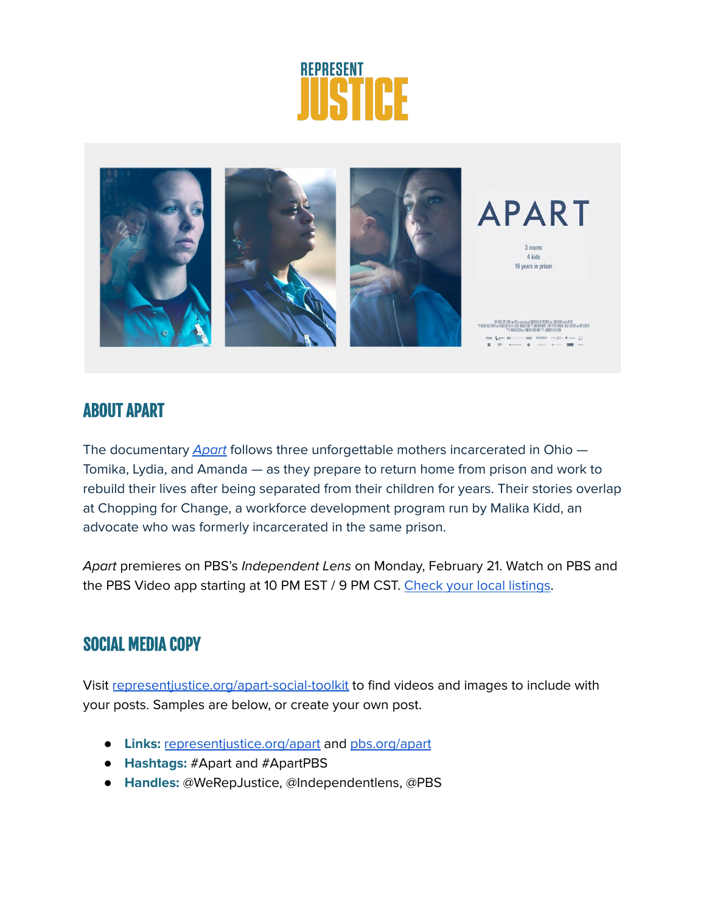# REPRESENT JUSTICE

## ABOUT APART

The documentary *Apart* follows three unforgettable mothers incarcerated in Ohio — Tomika, Lydia, and Amanda — as they prepare to return home from prison and work to rebuild their lives after being separated from their children for years. Their stories overlap at Chopping for Change, a workforce development program run by Malika Kidd, an advocate who was formerly incarcerated in the same prison.

*Apart* premieres on PBS's *Independent Lens* on Monday, February 21. Watch on PBS and the PBS Video app starting at 10 PM EST / 9 PM CST. Check your local listings.

## SOCIAL MEDIA COPY

Visit representjustice.org/apart-social-toolkit to find videos and images to include with your posts. Samples are below, or create your own post.

- **Links:** representjustice.org/apart and pbs.org/apart
- **Hashtags:** #Apart and #ApartPBS
- **Handles:** @WeRepJustice, @Independentlens, @PBS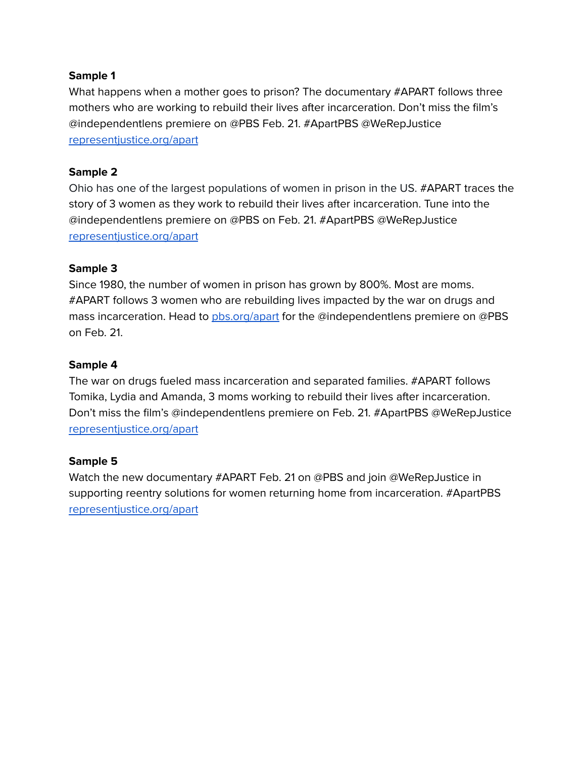**Sample 1**

What happens when a mother goes to prison? The documentary #APART follows three mothers who are working to rebuild their lives after incarceration. Don't miss the film's @independentlens premiere on @PBS Feb. 21. #ApartPBS @WeRepJustice [representjustice.org/apart](representjustice.org/apart)

**Sample 2**

Ohio has one of the largest populations of women in prison in the US. #APART traces the story of 3 women as they work to rebuild their lives after incarceration. Tune into the @independentlens premiere on @PBS on Feb. 21. #ApartPBS @WeRepJustice [representjustice.org/apart](representjustice.org/apart)

**Sample 3**

Since 1980, the number of women in prison has grown by 800%. Most are moms. #APART follows 3 women who are rebuilding lives impacted by the war on drugs and mass incarceration. Head to [pbs.org/apart](pbs.org/apart) for the @independentlens premiere on @PBS on Feb. 21.

**Sample 4**

The war on drugs fueled mass incarceration and separated families. #APART follows Tomika, Lydia and Amanda, 3 moms working to rebuild their lives after incarceration. Don't miss the film's @independentlens premiere on Feb. 21. #ApartPBS @WeRepJustice [representjustice.org/apart](representjustice.org/apart)

**Sample 5**

Watch the new documentary #APART Feb. 21 on @PBS and join @WeRepJustice in supporting reentry solutions for women returning home from incarceration. #ApartPBS [representjustice.org/apart](representjustice.org/apart)